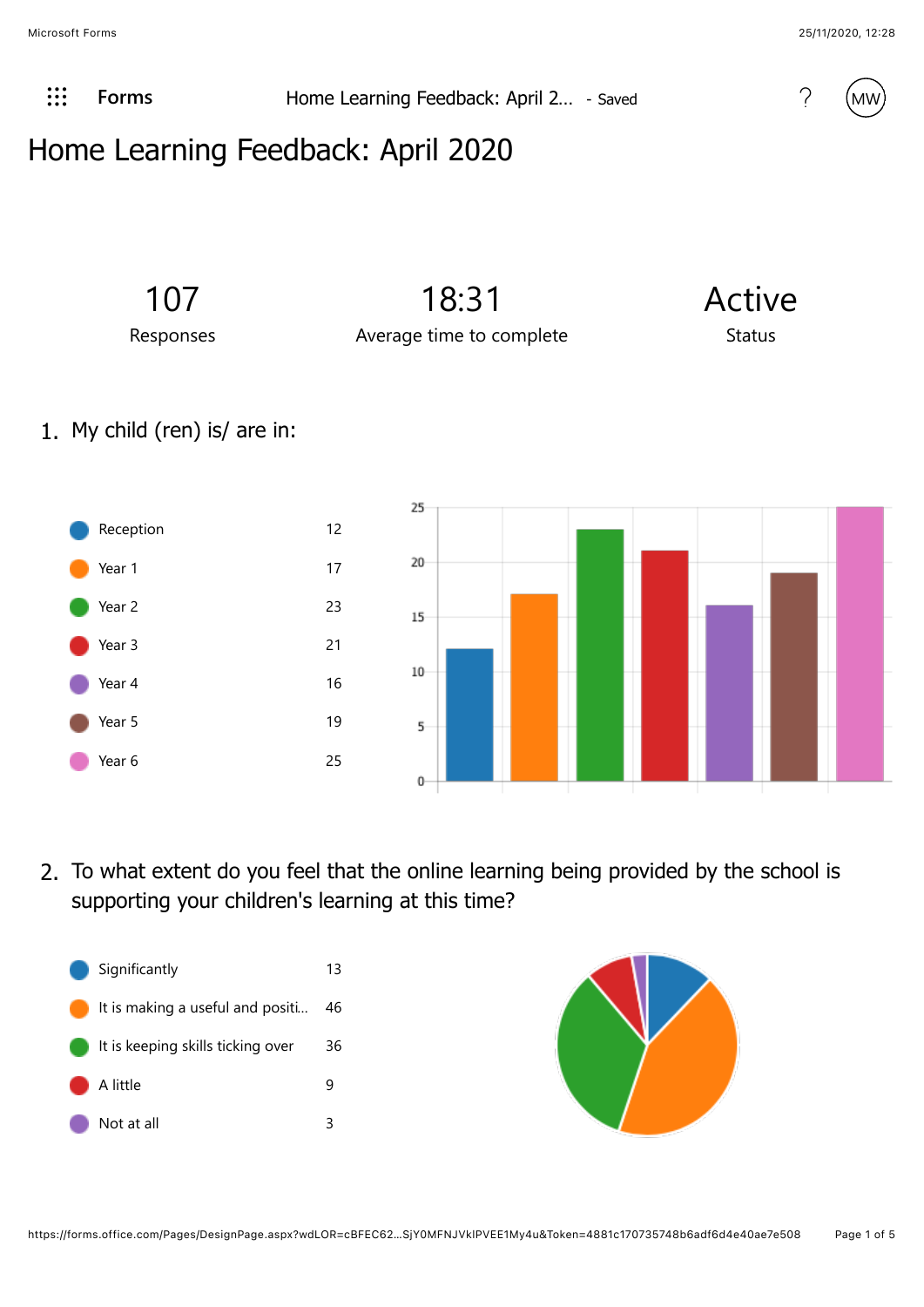# Home Learning Feedback: April 2020

| 107 | 18:31 | Active |
| --- | --- | --- |
| Responses | Average time to complete | Status |

## 1. My child (ren) is/ are in:

| Option | Responses |
| --- | --- |
| Reception | 12 |
| Year 1 | 17 |
| Year 2 | 23 |
| Year 3 | 21 |
| Year 4 | 16 |
| Year 5 | 19 |
| Year 6 | 25 |

## 2. To what extent do you feel that the online learning being provided by the school is supporting your children's learning at this time?

| Option | Responses |
| --- | --- |
| Significantly | 13 |
| It is making a useful and positi... | 46 |
| It is keeping skills ticking over | 36 |
| A little | 9 |
| Not at all | 3 |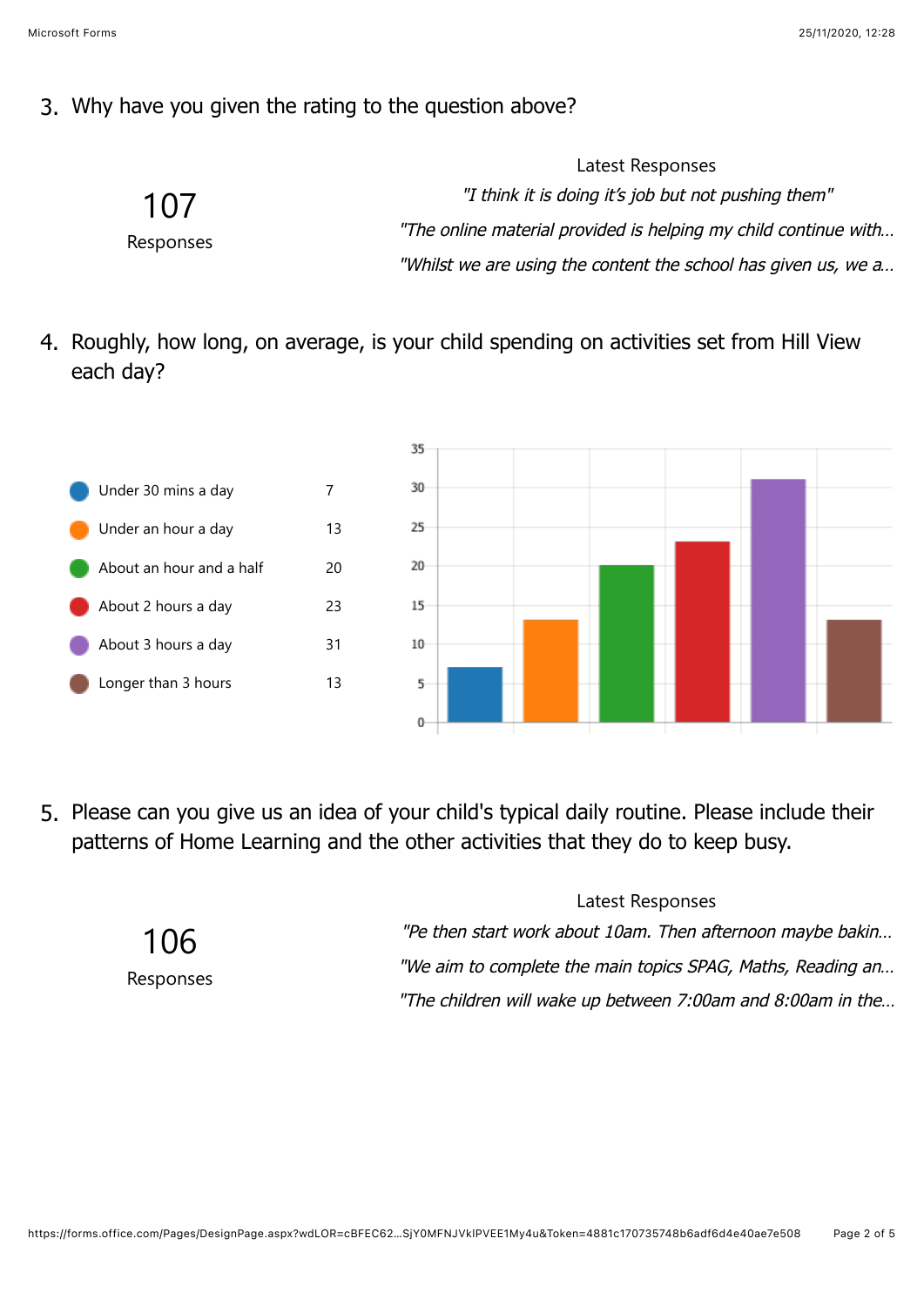3. Why have you given the rating to the question above?

107

Responses

Latest Responses

*"I think it is doing it's job but not pushing them"*

*"The online material provided is helping my child continue with...*

*"Whilst we are using the content the school has given us, we a...*

4. Roughly, how long, on average, is your child spending on activities set from Hill View each day?

| Option | Count |
|---|---|
| Under 30 mins a day | 7 |
| Under an hour a day | 13 |
| About an hour and a half | 20 |
| About 2 hours a day | 23 |
| About 3 hours a day | 31 |
| Longer than 3 hours | 13 |

5. Please can you give us an idea of your child's typical daily routine. Please include their patterns of Home Learning and the other activities that they do to keep busy.

106

Responses

Latest Responses

*"Pe then start work about 10am. Then afternoon maybe bakin...*

*"We aim to complete the main topics SPAG, Maths, Reading an...*

*"The children will wake up between 7:00am and 8:00am in the...*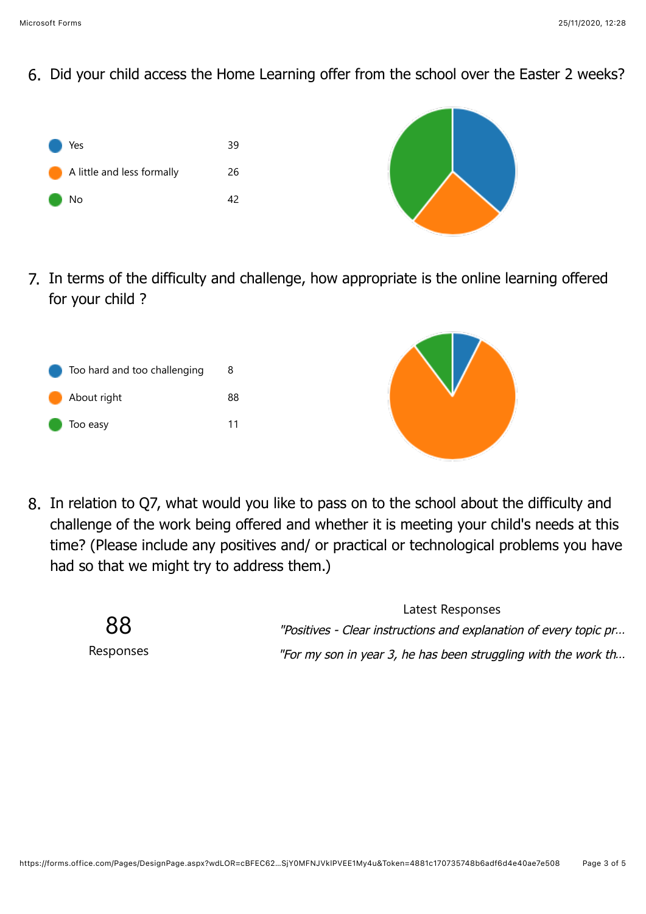6. Did your child access the Home Learning offer from the school over the Easter 2 weeks?

| Option | Responses |
|---|---|
| Yes | 39 |
| A little and less formally | 26 |
| No | 42 |

7. In terms of the difficulty and challenge, how appropriate is the online learning offered for your child ?

| Option | Responses |
|---|---|
| Too hard and too challenging | 8 |
| About right | 88 |
| Too easy | 11 |

8. In relation to Q7, what would you like to pass on to the school about the difficulty and challenge of the work being offered and whether it is meeting your child's needs at this time? (Please include any positives and/ or practical or technological problems you have had so that we might try to address them.)

88

Responses

Latest Responses

*"Positives - Clear instructions and explanation of every topic pr...*

*"For my son in year 3, he has been struggling with the work th...*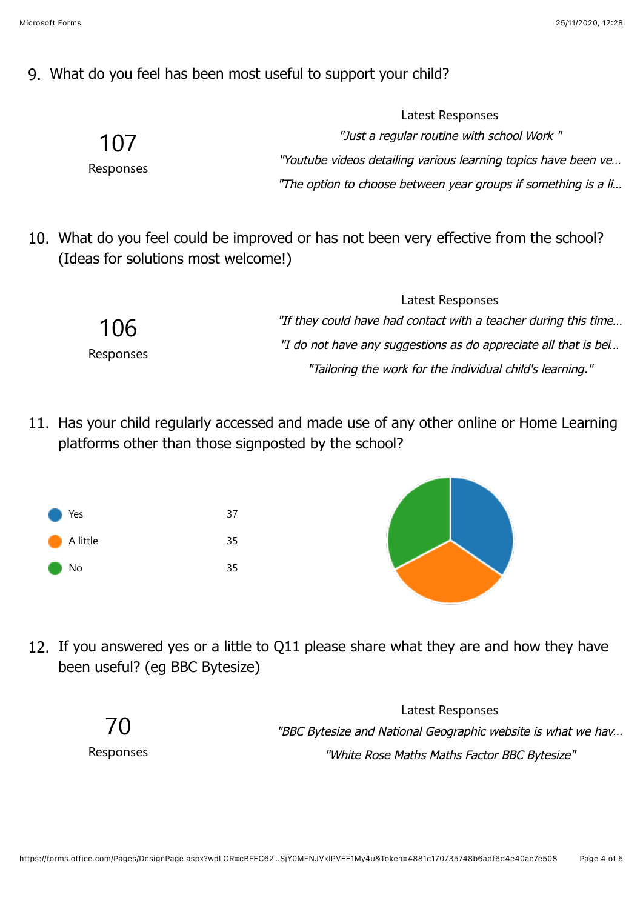9. What do you feel has been most useful to support your child?

107

Responses

Latest Responses

*"Just a regular routine with school Work "*

*"Youtube videos detailing various learning topics have been ve...*

*"The option to choose between year groups if something is a li...*

10. What do you feel could be improved or has not been very effective from the school? (Ideas for solutions most welcome!)

106

Responses

Latest Responses

*"If they could have had contact with a teacher during this time...*

*"I do not have any suggestions as do appreciate all that is bei...*

*"Tailoring the work for the individual child's learning."*

11. Has your child regularly accessed and made use of any other online or Home Learning platforms other than those signposted by the school?

| | |
|---|---|
| Yes | 37 |
| A little | 35 |
| No | 35 |

12. If you answered yes or a little to Q11 please share what they are and how they have been useful? (eg BBC Bytesize)

70

Responses

Latest Responses

*"BBC Bytesize and National Geographic website is what we hav...*

*"White Rose Maths Maths Factor BBC Bytesize"*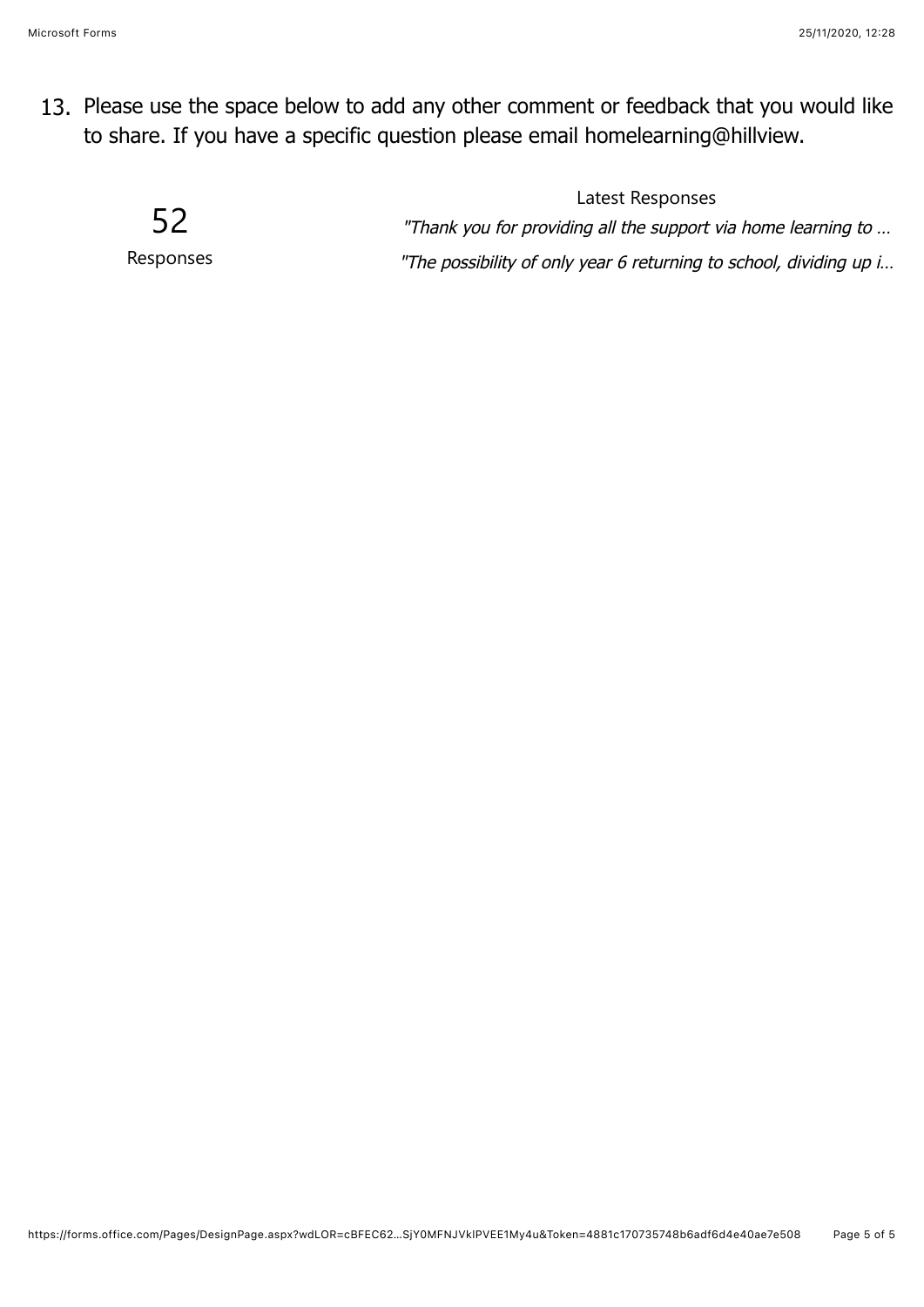13. Please use the space below to add any other comment or feedback that you would like to share. If you have a specific question please email homelearning@hillview.

52

Responses

Latest Responses

*"Thank you for providing all the support via home learning to …*

*"The possibility of only year 6 returning to school, dividing up i…*